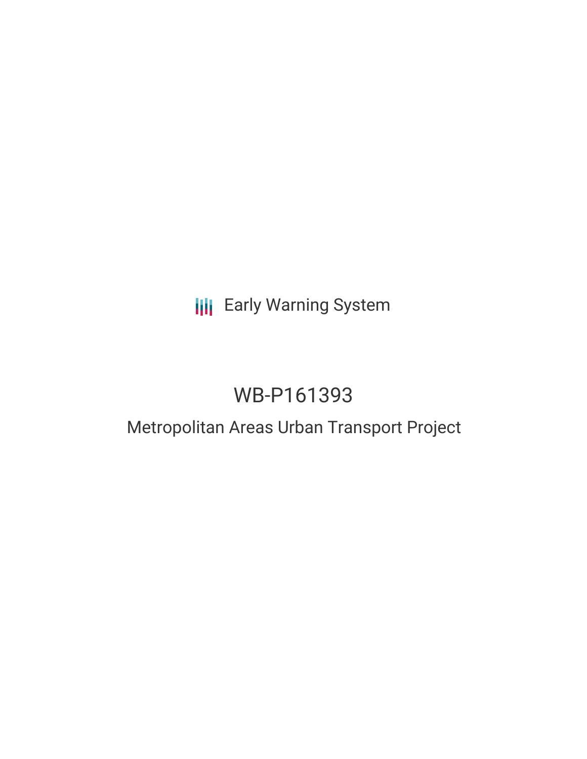Early Warning System

# WB-P161393

## Metropolitan Areas Urban Transport Project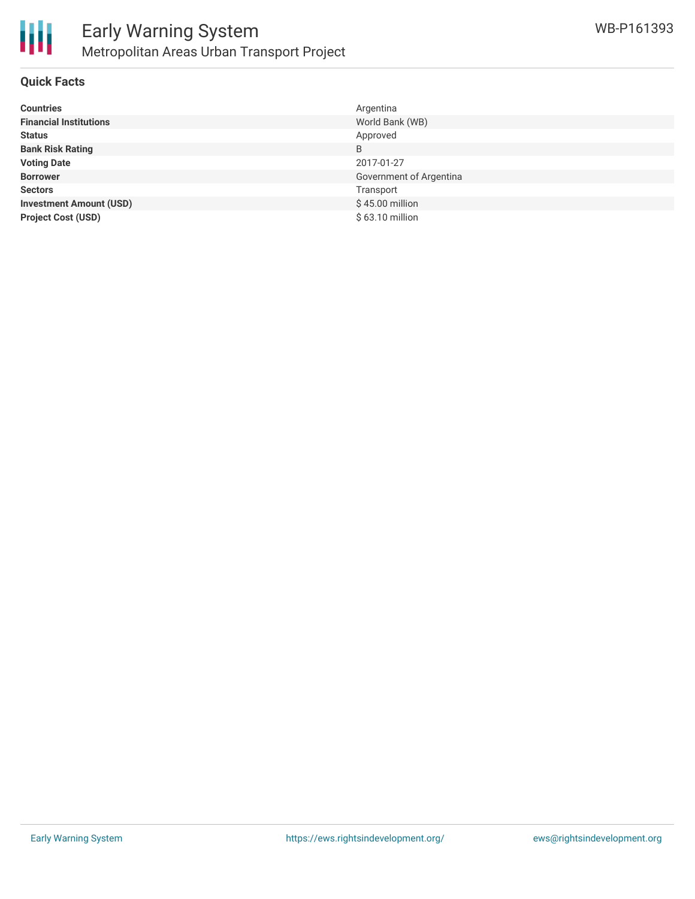## Quick Facts

| | |
|---|---|
| **Countries** | Argentina |
| **Financial Institutions** | World Bank (WB) |
| **Status** | Approved |
| **Bank Risk Rating** | B |
| **Voting Date** | 2017-01-27 |
| **Borrower** | Government of Argentina |
| **Sectors** | Transport |
| **Investment Amount (USD)** | $ 45.00 million |
| **Project Cost (USD)** | $ 63.10 million |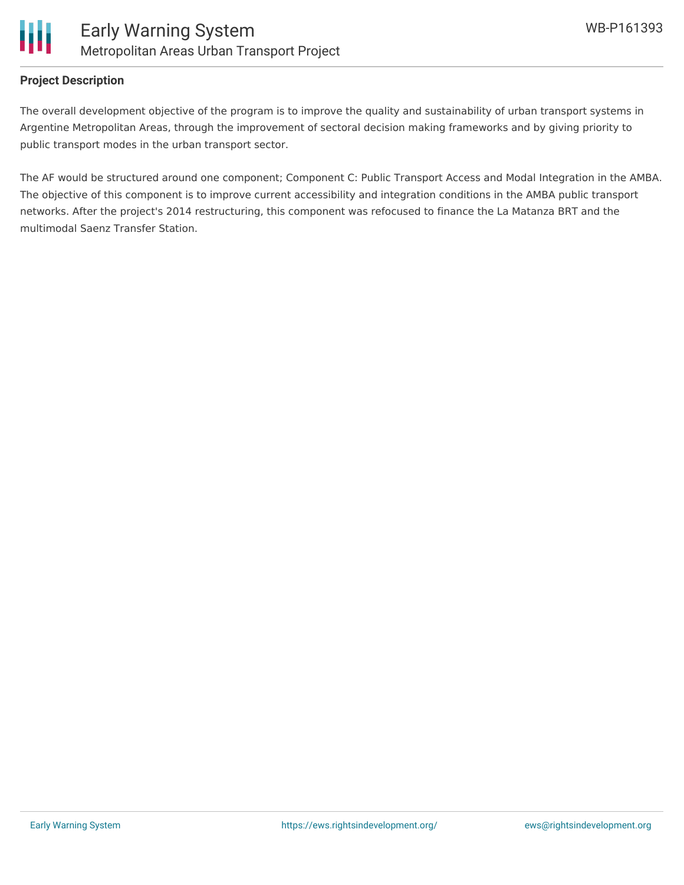## Project Description

The overall development objective of the program is to improve the quality and sustainability of urban transport systems in Argentine Metropolitan Areas, through the improvement of sectoral decision making frameworks and by giving priority to public transport modes in the urban transport sector.

The AF would be structured around one component; Component C: Public Transport Access and Modal Integration in the AMBA. The objective of this component is to improve current accessibility and integration conditions in the AMBA public transport networks. After the project's 2014 restructuring, this component was refocused to finance the La Matanza BRT and the multimodal Saenz Transfer Station.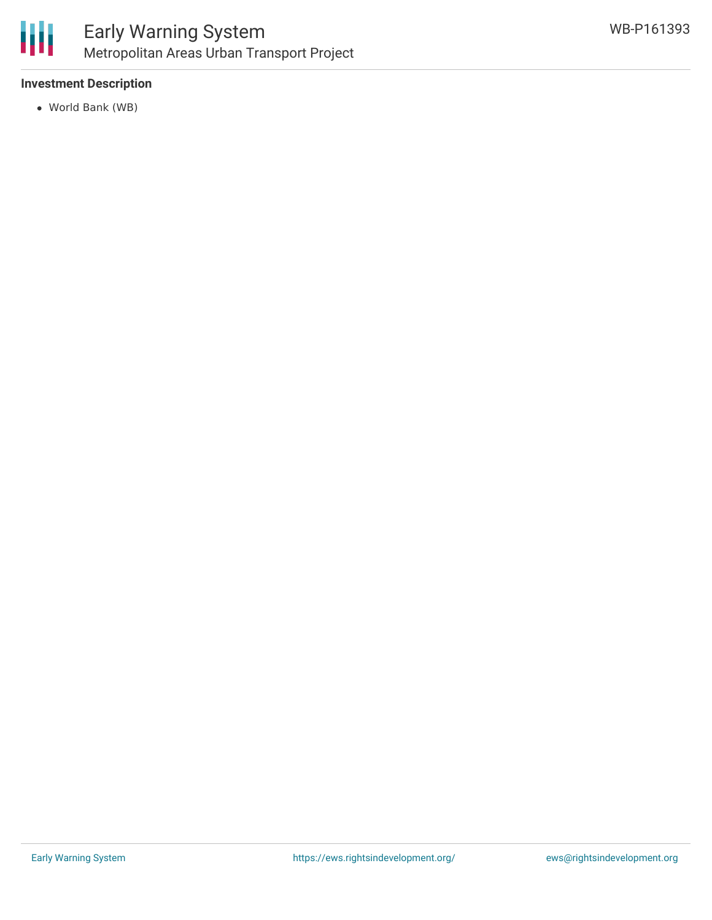**Investment Description**

- World Bank (WB)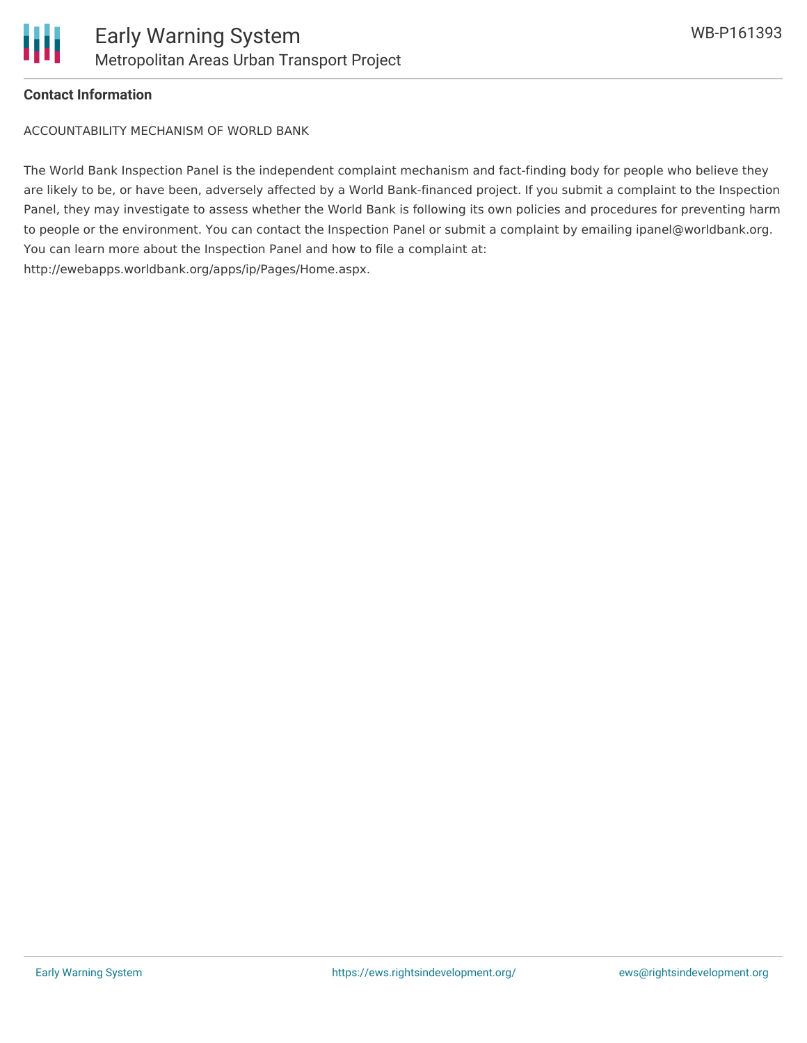**Contact Information**

ACCOUNTABILITY MECHANISM OF WORLD BANK

The World Bank Inspection Panel is the independent complaint mechanism and fact-finding body for people who believe they are likely to be, or have been, adversely affected by a World Bank-financed project. If you submit a complaint to the Inspection Panel, they may investigate to assess whether the World Bank is following its own policies and procedures for preventing harm to people or the environment. You can contact the Inspection Panel or submit a complaint by emailing ipanel@worldbank.org. You can learn more about the Inspection Panel and how to file a complaint at: http://ewebapps.worldbank.org/apps/ip/Pages/Home.aspx.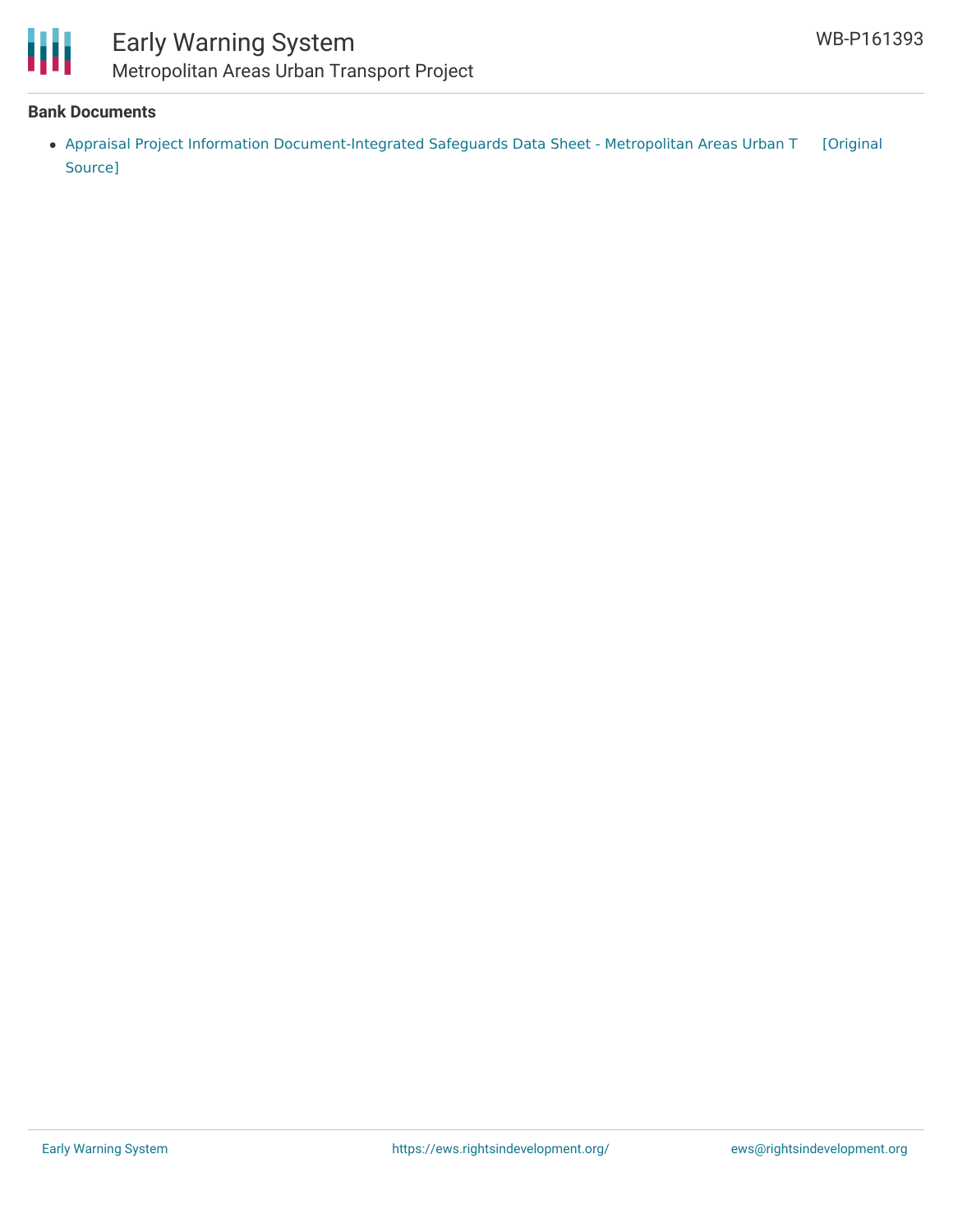**Bank Documents**

- Appraisal Project Information Document-Integrated Safeguards Data Sheet - Metropolitan Areas Urban T [Original Source]